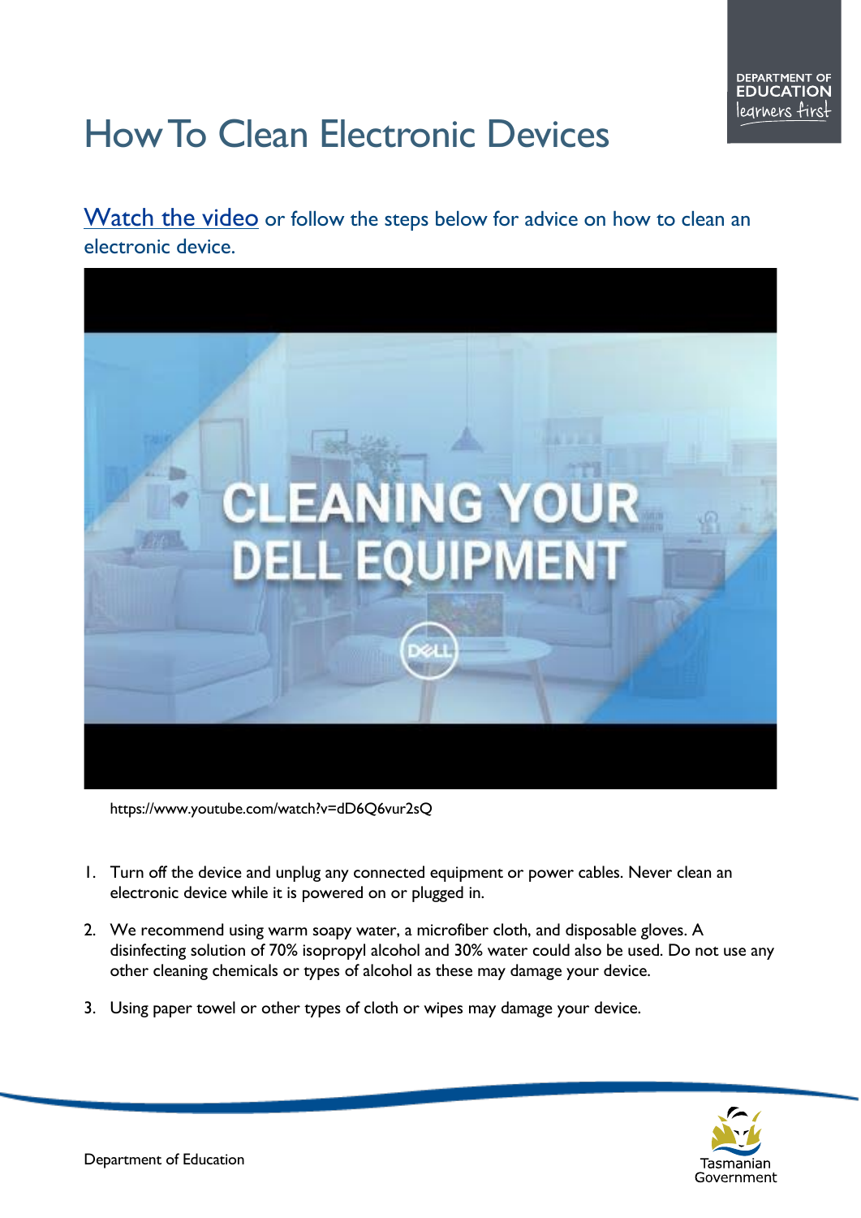# How To Clean Electronic Devices

Watch the video or follow the steps below for advice on how to clean an electronic device.

https://www.youtube.com/watch?v=dD6Q6vur2sQ

1. Turn off the device and unplug any connected equipment or power cables. Never clean an electronic device while it is powered on or plugged in.
2. We recommend using warm soapy water, a microfiber cloth, and disposable gloves. A disinfecting solution of 70% isopropyl alcohol and 30% water could also be used. Do not use any other cleaning chemicals or types of alcohol as these may damage your device.
3. Using paper towel or other types of cloth or wipes may damage your device.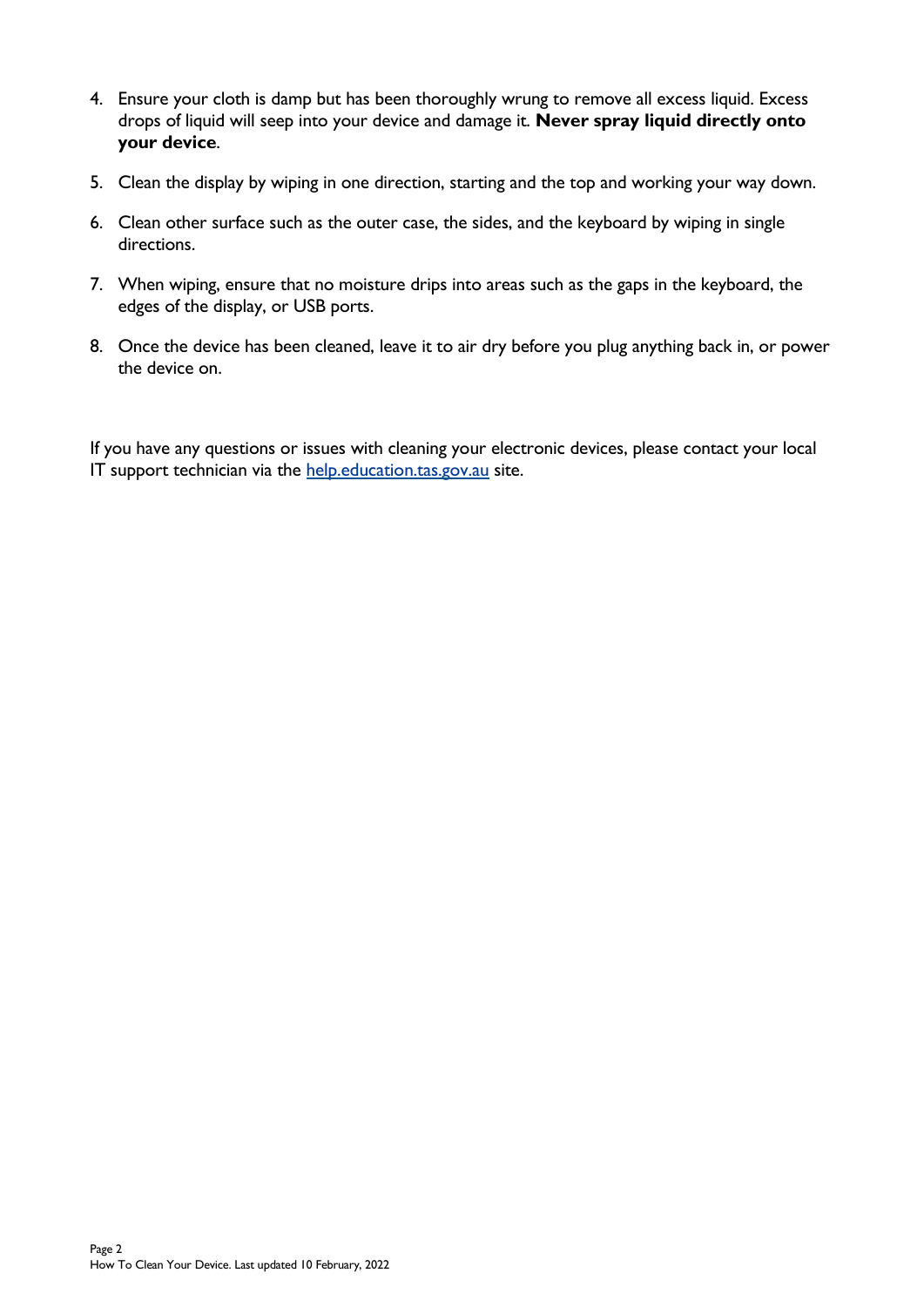4. Ensure your cloth is damp but has been thoroughly wrung to remove all excess liquid. Excess drops of liquid will seep into your device and damage it. **Never spray liquid directly onto your device**.

5. Clean the display by wiping in one direction, starting and the top and working your way down.

6. Clean other surface such as the outer case, the sides, and the keyboard by wiping in single directions.

7. When wiping, ensure that no moisture drips into areas such as the gaps in the keyboard, the edges of the display, or USB ports.

8. Once the device has been cleaned, leave it to air dry before you plug anything back in, or power the device on.

If you have any questions or issues with cleaning your electronic devices, please contact your local IT support technician via the [help.education.tas.gov.au](help.education.tas.gov.au) site.